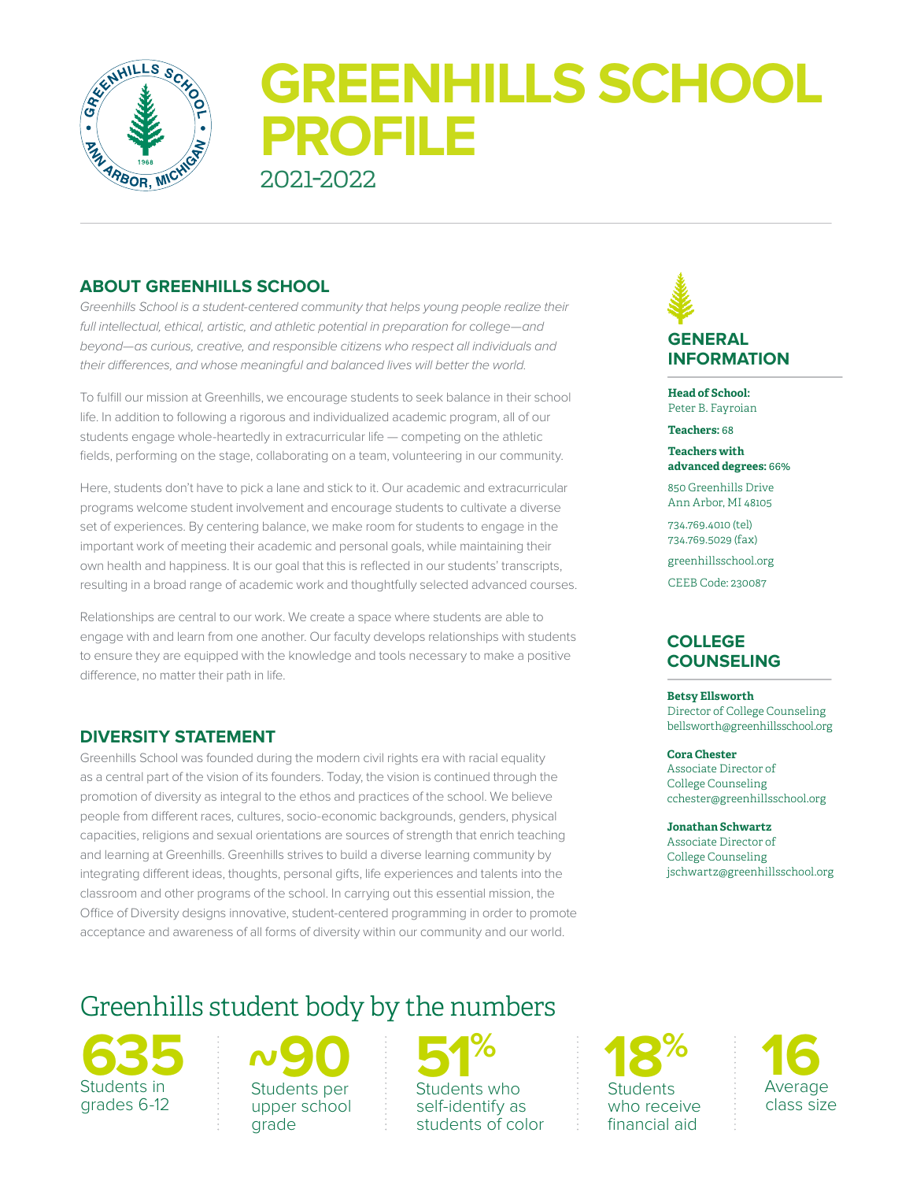# GREENHILLS SCHOOL PROFILE

2021-2022

## ABOUT GREENHILLS SCHOOL

*Greenhills School is a student-centered community that helps young people realize their full intellectual, ethical, artistic, and athletic potential in preparation for college—and beyond—as curious, creative, and responsible citizens who respect all individuals and their differences, and whose meaningful and balanced lives will better the world.*

To fulfill our mission at Greenhills, we encourage students to seek balance in their school life. In addition to following a rigorous and individualized academic program, all of our students engage whole-heartedly in extracurricular life — competing on the athletic fields, performing on the stage, collaborating on a team, volunteering in our community.

Here, students don't have to pick a lane and stick to it. Our academic and extracurricular programs welcome student involvement and encourage students to cultivate a diverse set of experiences. By centering balance, we make room for students to engage in the important work of meeting their academic and personal goals, while maintaining their own health and happiness. It is our goal that this is reflected in our students' transcripts, resulting in a broad range of academic work and thoughtfully selected advanced courses.

Relationships are central to our work. We create a space where students are able to engage with and learn from one another. Our faculty develops relationships with students to ensure they are equipped with the knowledge and tools necessary to make a positive difference, no matter their path in life.

## DIVERSITY STATEMENT

Greenhills School was founded during the modern civil rights era with racial equality as a central part of the vision of its founders. Today, the vision is continued through the promotion of diversity as integral to the ethos and practices of the school. We believe people from different races, cultures, socio-economic backgrounds, genders, physical capacities, religions and sexual orientations are sources of strength that enrich teaching and learning at Greenhills. Greenhills strives to build a diverse learning community by integrating different ideas, thoughts, personal gifts, life experiences and talents into the classroom and other programs of the school. In carrying out this essential mission, the Office of Diversity designs innovative, student-centered programming in order to promote acceptance and awareness of all forms of diversity within our community and our world.

## GENERAL INFORMATION

**Head of School:**
Peter B. Fayroian

**Teachers:** 68

**Teachers with advanced degrees:** 66%

850 Greenhills Drive
Ann Arbor, MI 48105

734.769.4010 (tel)
734.769.5029 (fax)

greenhillsschool.org

CEEB Code: 230087

## COLLEGE COUNSELING

**Betsy Ellsworth**
Director of College Counseling
bellsworth@greenhillsschool.org

**Cora Chester**
Associate Director of College Counseling
cchester@greenhillsschool.org

**Jonathan Schwartz**
Associate Director of College Counseling
jschwartz@greenhillsschool.org

## Greenhills student body by the numbers

**635** Students in grades 6-12

**~90** Students per upper school grade

**51%** Students who self-identify as students of color

**18%** Students who receive financial aid

**16** Average class size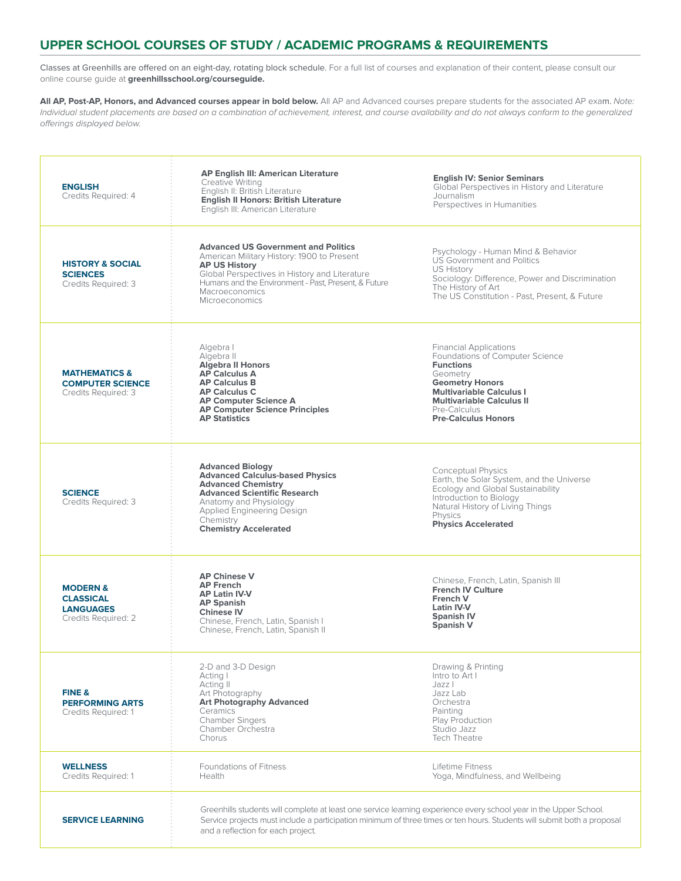## UPPER SCHOOL COURSES OF STUDY / ACADEMIC PROGRAMS & REQUIREMENTS

Classes at Greenhills are offered on an eight-day, rotating block schedule. For a full list of courses and explanation of their content, please consult our online course guide at **greenhillsschool.org/courseguide.**

**All AP, Post-AP, Honors, and Advanced courses appear in bold below.** All AP and Advanced courses prepare students for the associated AP exam. *Note: Individual student placements are based on a combination of achievement, interest, and course availability and do not always conform to the generalized offerings displayed below.*

| Department | Courses | Courses |
|---|---|---|
| **ENGLISH**<br>Credits Required: 4 | **AP English III: American Literature**<br>Creative Writing<br>English II: British Literature<br>**English II Honors: British Literature**<br>English III: American Literature | **English IV: Senior Seminars**<br>Global Perspectives in History and Literature<br>Journalism<br>Perspectives in Humanities |
| **HISTORY & SOCIAL SCIENCES**<br>Credits Required: 3 | **Advanced US Government and Politics**<br>American Military History: 1900 to Present<br>**AP US History**<br>Global Perspectives in History and Literature<br>Humans and the Environment - Past, Present, & Future<br>Macroeconomics<br>Microeconomics | Psychology - Human Mind & Behavior<br>US Government and Politics<br>US History<br>Sociology: Difference, Power and Discrimination<br>The History of Art<br>The US Constitution - Past, Present, & Future |
| **MATHEMATICS & COMPUTER SCIENCE**<br>Credits Required: 3 | Algebra I<br>Algebra II<br>**Algebra II Honors**<br>**AP Calculus A**<br>**AP Calculus B**<br>**AP Calculus C**<br>**AP Computer Science A**<br>**AP Computer Science Principles**<br>**AP Statistics** | Financial Applications<br>Foundations of Computer Science<br>**Functions**<br>Geometry<br>**Geometry Honors**<br>**Multivariable Calculus I**<br>**Multivariable Calculus II**<br>Pre-Calculus<br>**Pre-Calculus Honors** |
| **SCIENCE**<br>Credits Required: 3 | **Advanced Biology**<br>**Advanced Calculus-based Physics**<br>**Advanced Chemistry**<br>**Advanced Scientific Research**<br>Anatomy and Physiology<br>Applied Engineering Design<br>Chemistry<br>**Chemistry Accelerated** | Conceptual Physics<br>Earth, the Solar System, and the Universe<br>Ecology and Global Sustainability<br>Introduction to Biology<br>Natural History of Living Things<br>Physics<br>**Physics Accelerated** |
| **MODERN & CLASSICAL LANGUAGES**<br>Credits Required: 2 | **AP Chinese V**<br>**AP French**<br>**AP Latin IV-V**<br>**AP Spanish**<br>**Chinese IV**<br>Chinese, French, Latin, Spanish I<br>Chinese, French, Latin, Spanish II | Chinese, French, Latin, Spanish III<br>**French IV Culture**<br>**French V**<br>**Latin IV-V**<br>**Spanish IV**<br>**Spanish V** |
| **FINE & PERFORMING ARTS**<br>Credits Required: 1 | 2-D and 3-D Design<br>Acting I<br>Acting II<br>Art Photography<br>**Art Photography Advanced**<br>Ceramics<br>Chamber Singers<br>Chamber Orchestra<br>Chorus | Drawing & Printing<br>Intro to Art I<br>Jazz I<br>Jazz Lab<br>Orchestra<br>Painting<br>Play Production<br>Studio Jazz<br>Tech Theatre |
| **WELLNESS**<br>Credits Required: 1 | Foundations of Fitness<br>Health | Lifetime Fitness<br>Yoga, Mindfulness, and Wellbeing |
| **SERVICE LEARNING** | Greenhills students will complete at least one service learning experience every school year in the Upper School. Service projects must include a participation minimum of three times or ten hours. Students will submit both a proposal and a reflection for each project. | |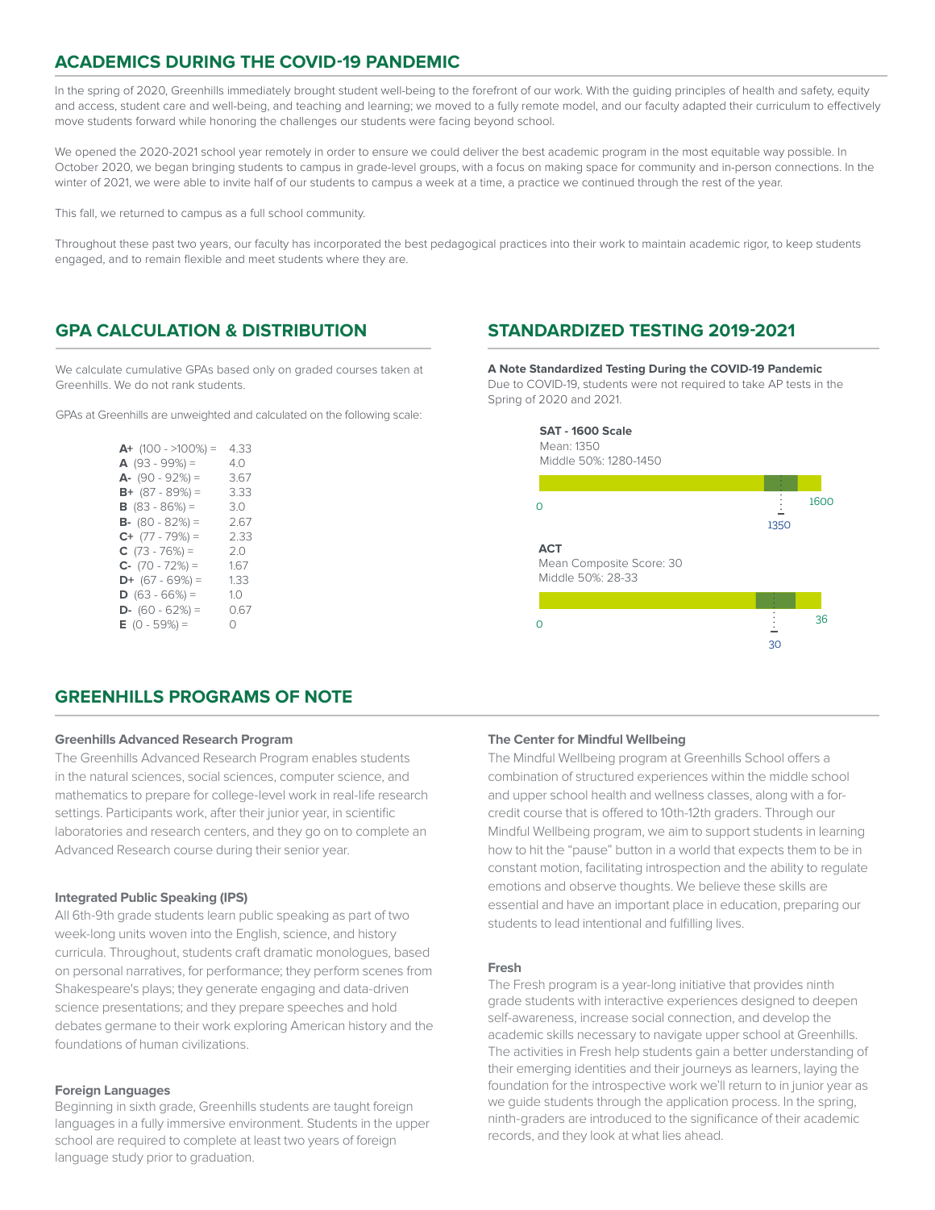## ACADEMICS DURING THE COVID-19 PANDEMIC

In the spring of 2020, Greenhills immediately brought student well-being to the forefront of our work. With the guiding principles of health and safety, equity and access, student care and well-being, and teaching and learning; we moved to a fully remote model, and our faculty adapted their curriculum to effectively move students forward while honoring the challenges our students were facing beyond school.

We opened the 2020-2021 school year remotely in order to ensure we could deliver the best academic program in the most equitable way possible. In October 2020, we began bringing students to campus in grade-level groups, with a focus on making space for community and in-person connections. In the winter of 2021, we were able to invite half of our students to campus a week at a time, a practice we continued through the rest of the year.

This fall, we returned to campus as a full school community.

Throughout these past two years, our faculty has incorporated the best pedagogical practices into their work to maintain academic rigor, to keep students engaged, and to remain flexible and meet students where they are.

## GPA CALCULATION & DISTRIBUTION

We calculate cumulative GPAs based only on graded courses taken at Greenhills. We do not rank students.

GPAs at Greenhills are unweighted and calculated on the following scale:

| Grade | GPA |
| --- | --- |
| **A+** (100 - >100%) = | 4.33 |
| **A** (93 - 99%) = | 4.0 |
| **A-** (90 - 92%) = | 3.67 |
| **B+** (87 - 89%) = | 3.33 |
| **B** (83 - 86%) = | 3.0 |
| **B-** (80 - 82%) = | 2.67 |
| **C+** (77 - 79%) = | 2.33 |
| **C** (73 - 76%) = | 2.0 |
| **C-** (70 - 72%) = | 1.67 |
| **D+** (67 - 69%) = | 1.33 |
| **D** (63 - 66%) = | 1.0 |
| **D-** (60 - 62%) = | 0.67 |
| **E** (0 - 59%) = | 0 |

## STANDARDIZED TESTING 2019-2021

**A Note Standardized Testing During the COVID-19 Pandemic**
Due to COVID-19, students were not required to take AP tests in the Spring of 2020 and 2021.

**SAT - 1600 Scale**
Mean: 1350
Middle 50%: 1280-1450

0 — 1350 — 1600

**ACT**
Mean Composite Score: 30
Middle 50%: 28-33

0 — 30 — 36

## GREENHILLS PROGRAMS OF NOTE

**Greenhills Advanced Research Program**
The Greenhills Advanced Research Program enables students in the natural sciences, social sciences, computer science, and mathematics to prepare for college-level work in real-life research settings. Participants work, after their junior year, in scientific laboratories and research centers, and they go on to complete an Advanced Research course during their senior year.

**Integrated Public Speaking (IPS)**
All 6th-9th grade students learn public speaking as part of two week-long units woven into the English, science, and history curricula. Throughout, students craft dramatic monologues, based on personal narratives, for performance; they perform scenes from Shakespeare's plays; they generate engaging and data-driven science presentations; and they prepare speeches and hold debates germane to their work exploring American history and the foundations of human civilizations.

**Foreign Languages**
Beginning in sixth grade, Greenhills students are taught foreign languages in a fully immersive environment. Students in the upper school are required to complete at least two years of foreign language study prior to graduation.

**The Center for Mindful Wellbeing**
The Mindful Wellbeing program at Greenhills School offers a combination of structured experiences within the middle school and upper school health and wellness classes, along with a for-credit course that is offered to 10th-12th graders. Through our Mindful Wellbeing program, we aim to support students in learning how to hit the "pause" button in a world that expects them to be in constant motion, facilitating introspection and the ability to regulate emotions and observe thoughts. We believe these skills are essential and have an important place in education, preparing our students to lead intentional and fulfilling lives.

**Fresh**
The Fresh program is a year-long initiative that provides ninth grade students with interactive experiences designed to deepen self-awareness, increase social connection, and develop the academic skills necessary to navigate upper school at Greenhills. The activities in Fresh help students gain a better understanding of their emerging identities and their journeys as learners, laying the foundation for the introspective work we'll return to in junior year as we guide students through the application process. In the spring, ninth-graders are introduced to the significance of their academic records, and they look at what lies ahead.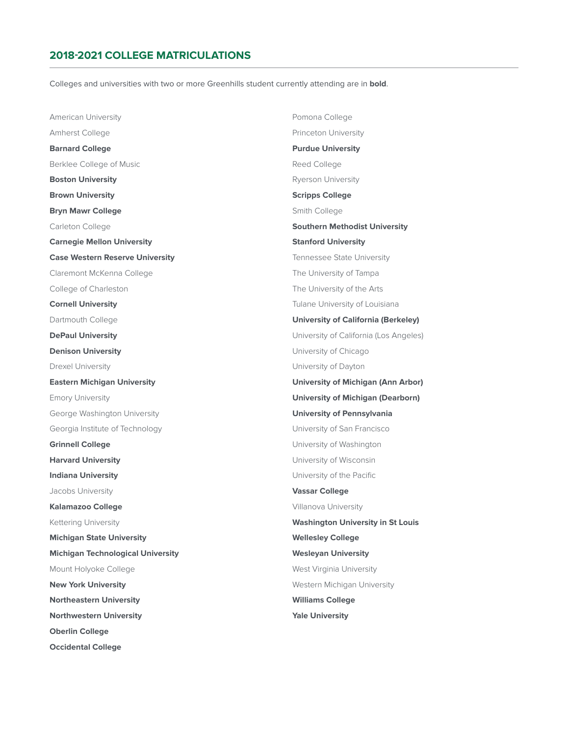## 2018-2021 COLLEGE MATRICULATIONS

Colleges and universities with two or more Greenhills student currently attending are in **bold**.

American University

Amherst College

**Barnard College**

Berklee College of Music

**Boston University**

**Brown University**

**Bryn Mawr College**

Carleton College

**Carnegie Mellon University**

**Case Western Reserve University**

Claremont McKenna College

College of Charleston

**Cornell University**

Dartmouth College

**DePaul University**

**Denison University**

Drexel University

**Eastern Michigan University**

Emory University

George Washington University

Georgia Institute of Technology

**Grinnell College**

**Harvard University**

**Indiana University**

Jacobs University

**Kalamazoo College**

Kettering University

**Michigan State University**

**Michigan Technological University**

Mount Holyoke College

**New York University**

**Northeastern University**

**Northwestern University**

**Oberlin College**

**Occidental College**

Pomona College

Princeton University

**Purdue University**

Reed College

Ryerson University

**Scripps College**

Smith College

**Southern Methodist University**

**Stanford University**

Tennessee State University

The University of Tampa

The University of the Arts

Tulane University of Louisiana

**University of California (Berkeley)**

University of California (Los Angeles)

University of Chicago

University of Dayton

**University of Michigan (Ann Arbor)**

**University of Michigan (Dearborn)**

**University of Pennsylvania**

University of San Francisco

University of Washington

University of Wisconsin

University of the Pacific

**Vassar College**

Villanova University

**Washington University in St Louis**

**Wellesley College**

**Wesleyan University**

West Virginia University

Western Michigan University

**Williams College**

**Yale University**